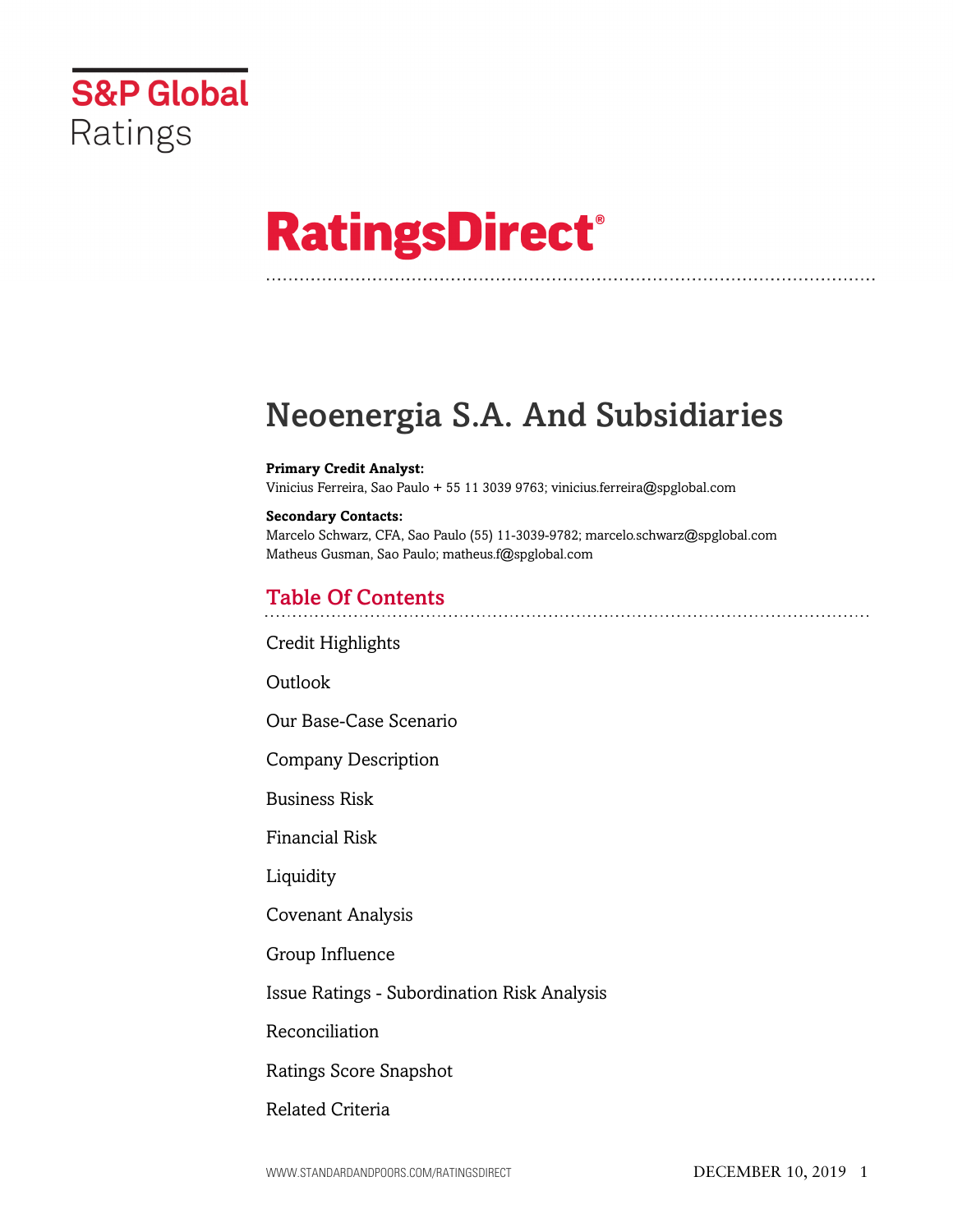S&P Global Ratings

# RatingsDirect®

# Neoenergia S.A. And Subsidiaries

**Primary Credit Analyst:**
Vinicius Ferreira, Sao Paulo + 55 11 3039 9763; vinicius.ferreira@spglobal.com

**Secondary Contacts:**
Marcelo Schwarz, CFA, Sao Paulo (55) 11-3039-9782; marcelo.schwarz@spglobal.com
Matheus Gusman, Sao Paulo; matheus.f@spglobal.com

## Table Of Contents

Credit Highlights

Outlook

Our Base-Case Scenario

Company Description

Business Risk

Financial Risk

Liquidity

Covenant Analysis

Group Influence

Issue Ratings - Subordination Risk Analysis

Reconciliation

Ratings Score Snapshot

Related Criteria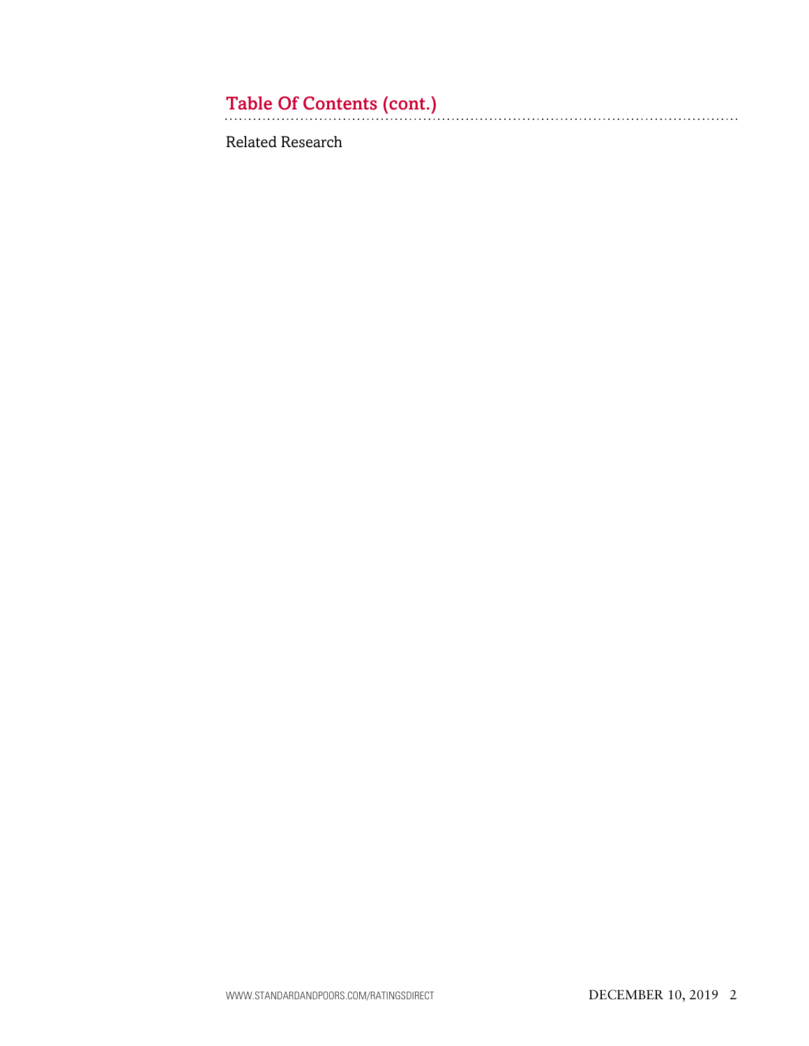## Table Of Contents (cont.)

Related Research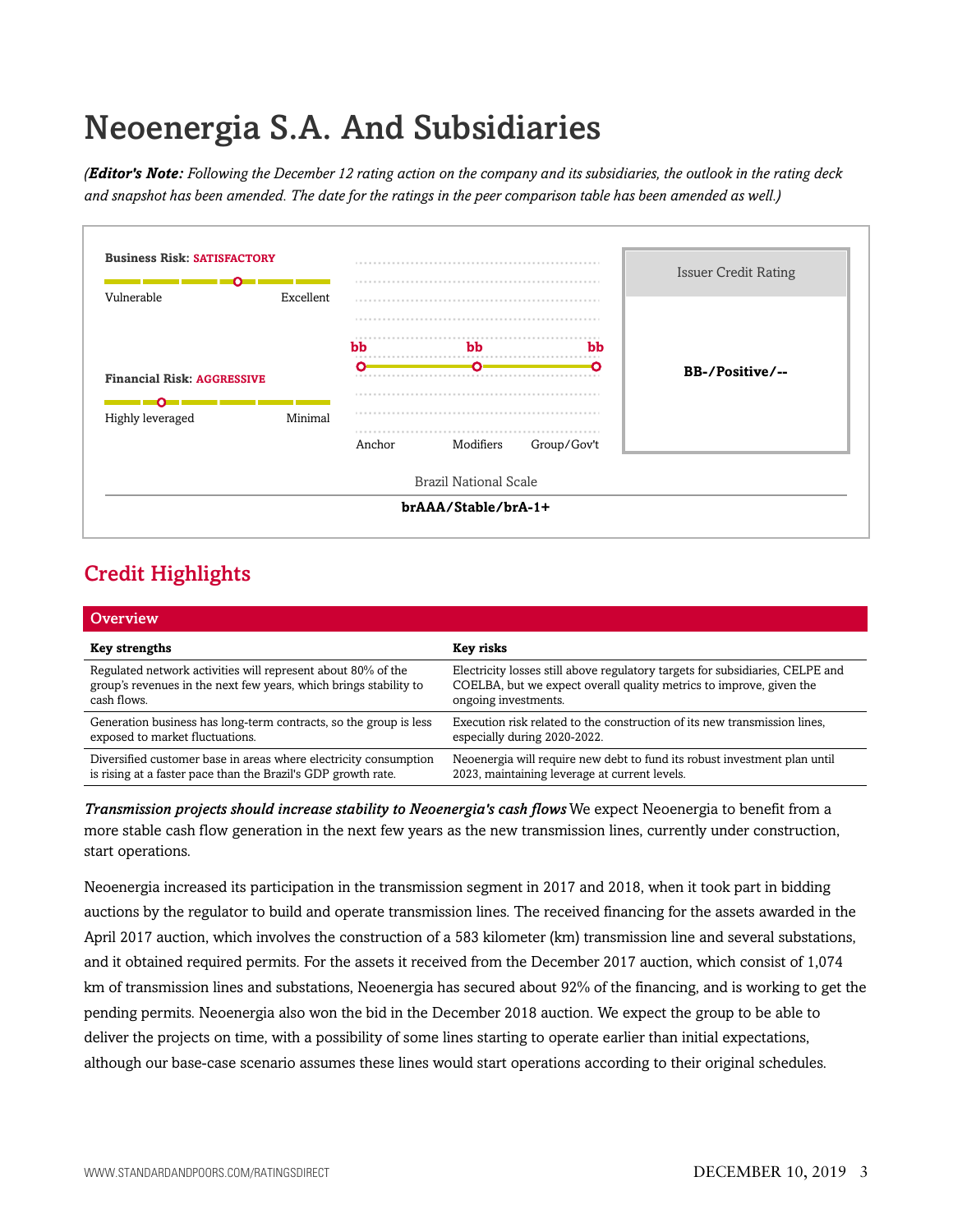# Neoenergia S.A. And Subsidiaries

*(**Editor's Note:** Following the December 12 rating action on the company and its subsidiaries, the outlook in the rating deck and snapshot has been amended. The date for the ratings in the peer comparison table has been amended as well.)*

**Business Risk:** SATISFACTORY

Vulnerable

Excellent

**Financial Risk:** AGGRESSIVE

Highly leveraged

Minimal

bb

bb

bb

Anchor

Modifiers

Group/Gov't

Issuer Credit Rating

**BB-/Positive/--**

Brazil National Scale

**brAAA/Stable/brA-1+**

## Credit Highlights

| Overview | |
|---|---|
| **Key strengths** | **Key risks** |
| Regulated network activities will represent about 80% of the group's revenues in the next few years, which brings stability to cash flows. | Electricity losses still above regulatory targets for subsidiaries, CELPE and COELBA, but we expect overall quality metrics to improve, given the ongoing investments. |
| Generation business has long-term contracts, so the group is less exposed to market fluctuations. | Execution risk related to the construction of its new transmission lines, especially during 2020-2022. |
| Diversified customer base in areas where electricity consumption is rising at a faster pace than the Brazil's GDP growth rate. | Neoenergia will require new debt to fund its robust investment plan until 2023, maintaining leverage at current levels. |

***Transmission projects should increase stability to Neoenergia's cash flows*** We expect Neoenergia to benefit from a more stable cash flow generation in the next few years as the new transmission lines, currently under construction, start operations.

Neoenergia increased its participation in the transmission segment in 2017 and 2018, when it took part in bidding auctions by the regulator to build and operate transmission lines. The received financing for the assets awarded in the April 2017 auction, which involves the construction of a 583 kilometer (km) transmission line and several substations, and it obtained required permits. For the assets it received from the December 2017 auction, which consist of 1,074 km of transmission lines and substations, Neoenergia has secured about 92% of the financing, and is working to get the pending permits. Neoenergia also won the bid in the December 2018 auction. We expect the group to be able to deliver the projects on time, with a possibility of some lines starting to operate earlier than initial expectations, although our base-case scenario assumes these lines would start operations according to their original schedules.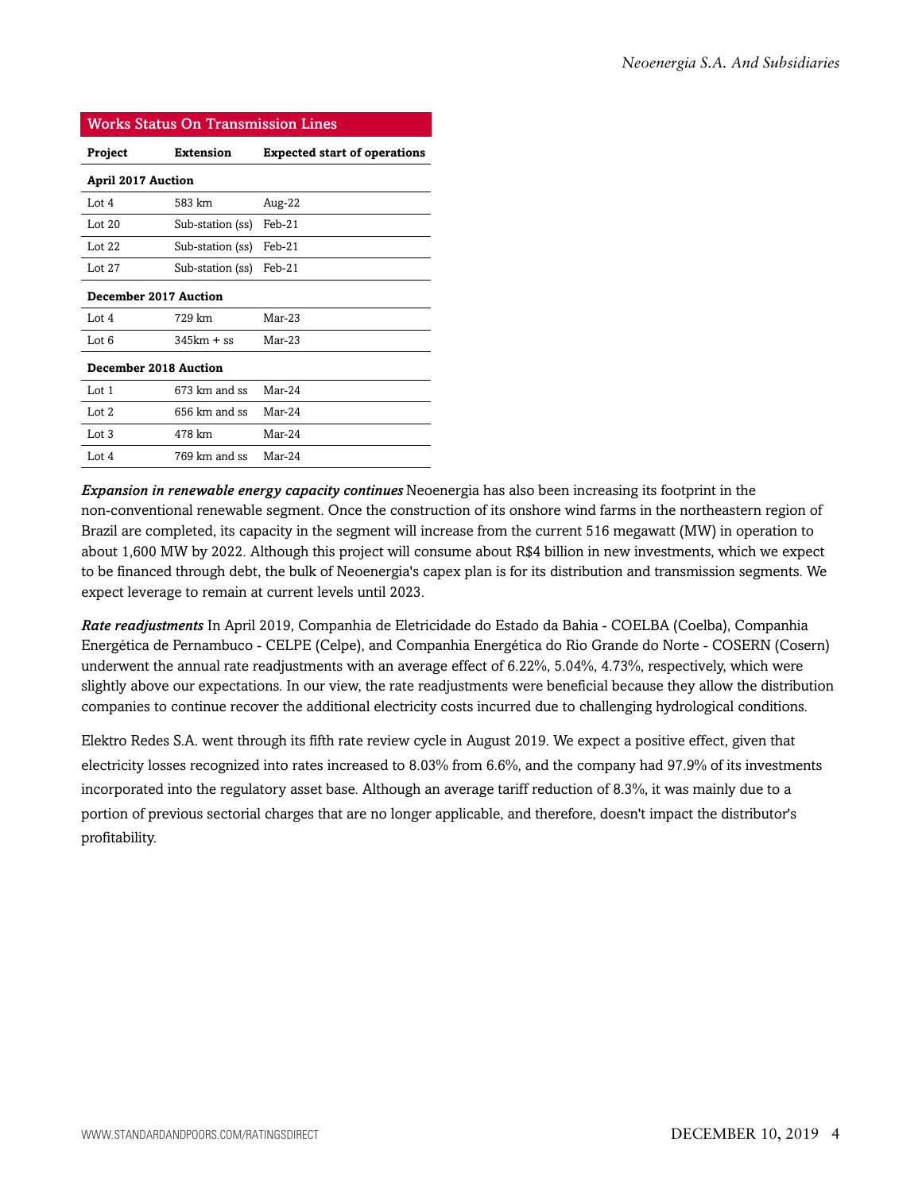**Works Status On Transmission Lines**

| Project | Extension | Expected start of operations |
|---|---|---|
| **April 2017 Auction** | | |
| Lot 4 | 583 km | Aug-22 |
| Lot 20 | Sub-station (ss) | Feb-21 |
| Lot 22 | Sub-station (ss) | Feb-21 |
| Lot 27 | Sub-station (ss) | Feb-21 |
| **December 2017 Auction** | | |
| Lot 4 | 729 km | Mar-23 |
| Lot 6 | 345km + ss | Mar-23 |
| **December 2018 Auction** | | |
| Lot 1 | 673 km and ss | Mar-24 |
| Lot 2 | 656 km and ss | Mar-24 |
| Lot 3 | 478 km | Mar-24 |
| Lot 4 | 769 km and ss | Mar-24 |

***Expansion in renewable energy capacity continues*** Neoenergia has also been increasing its footprint in the non-conventional renewable segment. Once the construction of its onshore wind farms in the northeastern region of Brazil are completed, its capacity in the segment will increase from the current 516 megawatt (MW) in operation to about 1,600 MW by 2022. Although this project will consume about R$4 billion in new investments, which we expect to be financed through debt, the bulk of Neoenergia's capex plan is for its distribution and transmission segments. We expect leverage to remain at current levels until 2023.

***Rate readjustments*** In April 2019, Companhia de Eletricidade do Estado da Bahia - COELBA (Coelba), Companhia Energética de Pernambuco - CELPE (Celpe), and Companhia Energética do Rio Grande do Norte - COSERN (Cosern) underwent the annual rate readjustments with an average effect of 6.22%, 5.04%, 4.73%, respectively, which were slightly above our expectations. In our view, the rate readjustments were beneficial because they allow the distribution companies to continue recover the additional electricity costs incurred due to challenging hydrological conditions.

Elektro Redes S.A. went through its fifth rate review cycle in August 2019. We expect a positive effect, given that electricity losses recognized into rates increased to 8.03% from 6.6%, and the company had 97.9% of its investments incorporated into the regulatory asset base. Although an average tariff reduction of 8.3%, it was mainly due to a portion of previous sectorial charges that are no longer applicable, and therefore, doesn't impact the distributor's profitability.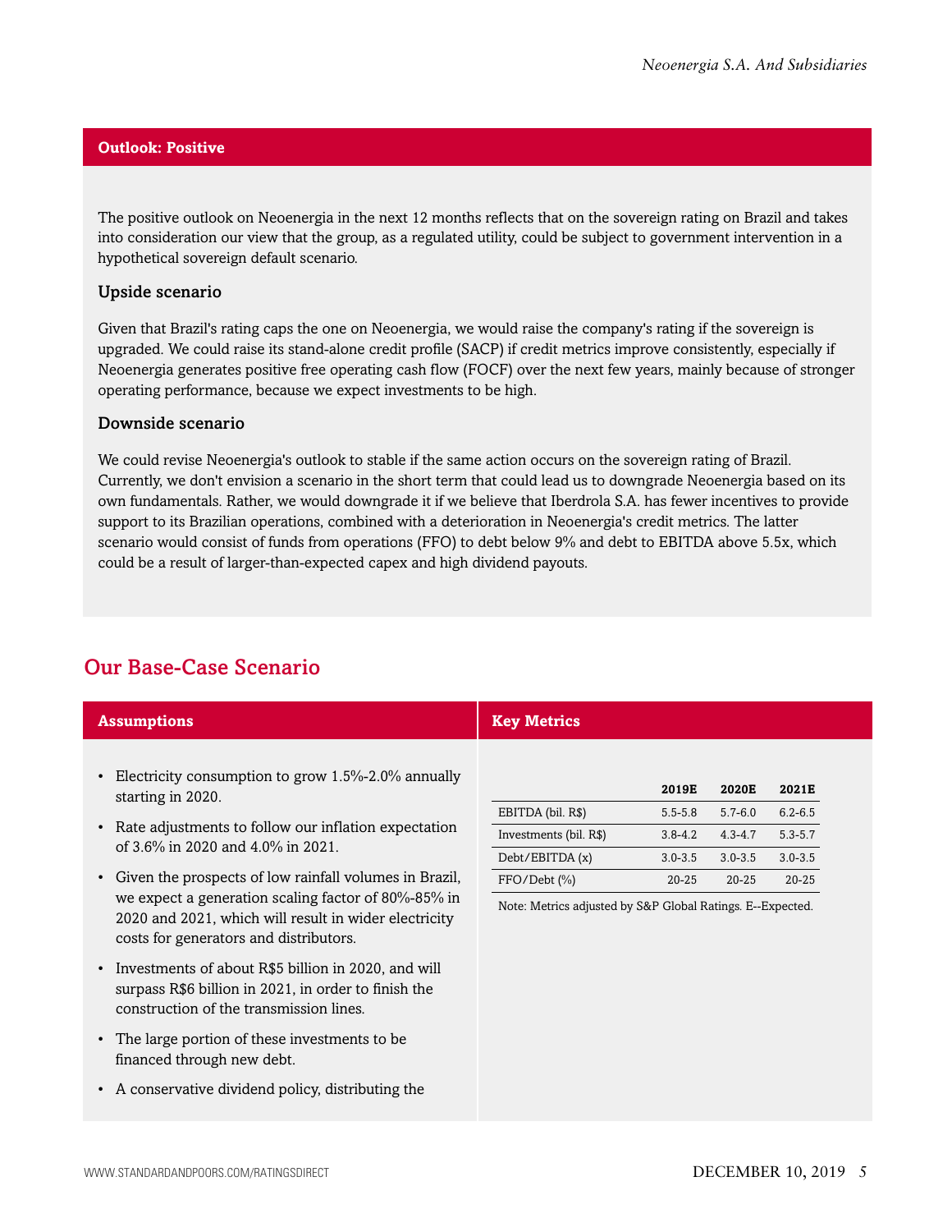## Outlook: Positive

The positive outlook on Neoenergia in the next 12 months reflects that on the sovereign rating on Brazil and takes into consideration our view that the group, as a regulated utility, could be subject to government intervention in a hypothetical sovereign default scenario.

### Upside scenario

Given that Brazil's rating caps the one on Neoenergia, we would raise the company's rating if the sovereign is upgraded. We could raise its stand-alone credit profile (SACP) if credit metrics improve consistently, especially if Neoenergia generates positive free operating cash flow (FOCF) over the next few years, mainly because of stronger operating performance, because we expect investments to be high.

### Downside scenario

We could revise Neoenergia's outlook to stable if the same action occurs on the sovereign rating of Brazil. Currently, we don't envision a scenario in the short term that could lead us to downgrade Neoenergia based on its own fundamentals. Rather, we would downgrade it if we believe that Iberdrola S.A. has fewer incentives to provide support to its Brazilian operations, combined with a deterioration in Neoenergia's credit metrics. The latter scenario would consist of funds from operations (FFO) to debt below 9% and debt to EBITDA above 5.5x, which could be a result of larger-than-expected capex and high dividend payouts.

## Our Base-Case Scenario

### Assumptions

- Electricity consumption to grow 1.5%-2.0% annually starting in 2020.
- Rate adjustments to follow our inflation expectation of 3.6% in 2020 and 4.0% in 2021.
- Given the prospects of low rainfall volumes in Brazil, we expect a generation scaling factor of 80%-85% in 2020 and 2021, which will result in wider electricity costs for generators and distributors.
- Investments of about R$5 billion in 2020, and will surpass R$6 billion in 2021, in order to finish the construction of the transmission lines.
- The large portion of these investments to be financed through new debt.
- A conservative dividend policy, distributing the

### Key Metrics

| | 2019E | 2020E | 2021E |
|---|---|---|---|
| EBITDA (bil. R$) | 5.5-5.8 | 5.7-6.0 | 6.2-6.5 |
| Investments (bil. R$) | 3.8-4.2 | 4.3-4.7 | 5.3-5.7 |
| Debt/EBITDA (x) | 3.0-3.5 | 3.0-3.5 | 3.0-3.5 |
| FFO/Debt (%) | 20-25 | 20-25 | 20-25 |

Note: Metrics adjusted by S&P Global Ratings. E--Expected.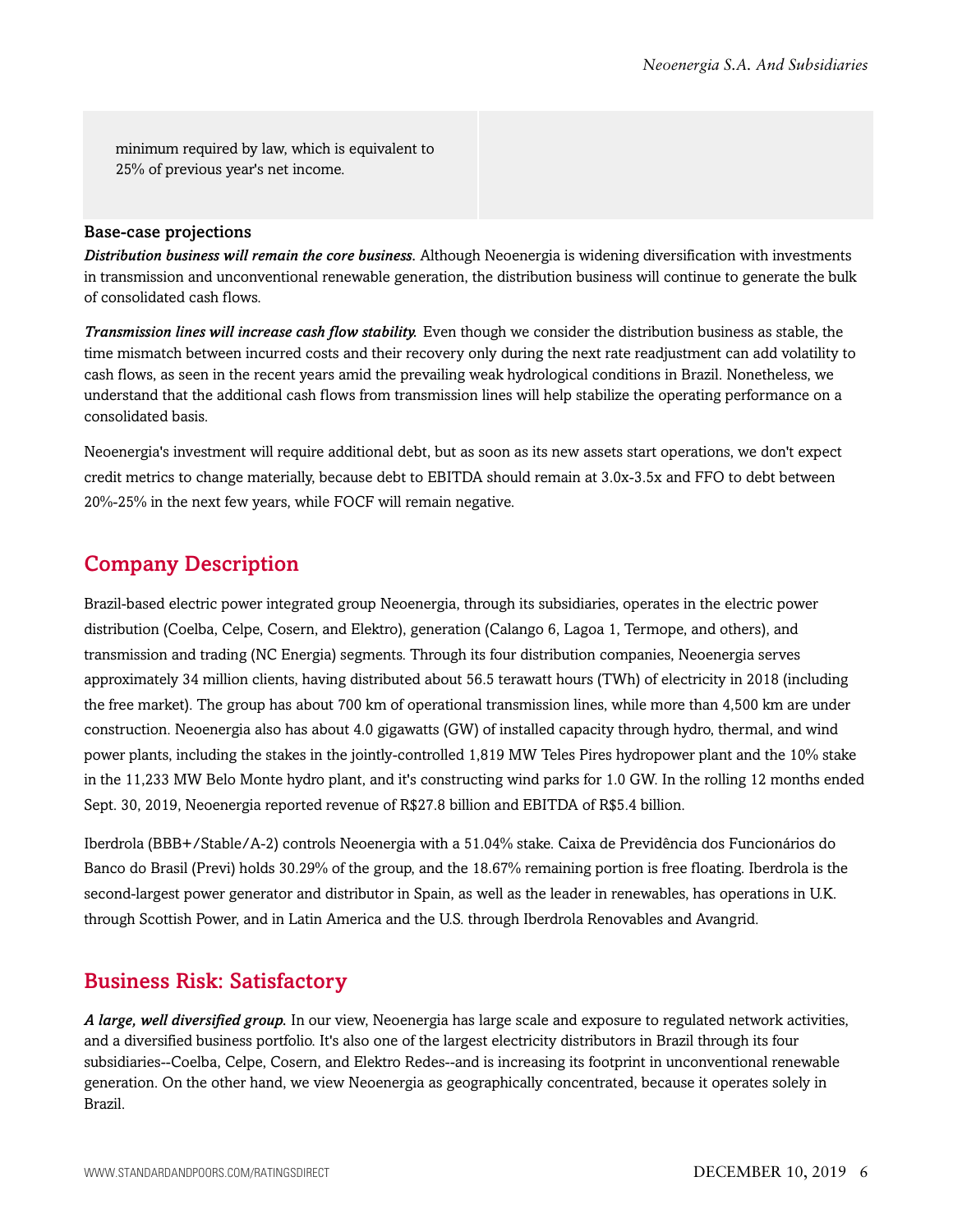minimum required by law, which is equivalent to 25% of previous year's net income.

### Base-case projections

***Distribution business will remain the core business.*** Although Neoenergia is widening diversification with investments in transmission and unconventional renewable generation, the distribution business will continue to generate the bulk of consolidated cash flows.

***Transmission lines will increase cash flow stability.*** Even though we consider the distribution business as stable, the time mismatch between incurred costs and their recovery only during the next rate readjustment can add volatility to cash flows, as seen in the recent years amid the prevailing weak hydrological conditions in Brazil. Nonetheless, we understand that the additional cash flows from transmission lines will help stabilize the operating performance on a consolidated basis.

Neoenergia's investment will require additional debt, but as soon as its new assets start operations, we don't expect credit metrics to change materially, because debt to EBITDA should remain at 3.0x-3.5x and FFO to debt between 20%-25% in the next few years, while FOCF will remain negative.

## Company Description

Brazil-based electric power integrated group Neoenergia, through its subsidiaries, operates in the electric power distribution (Coelba, Celpe, Cosern, and Elektro), generation (Calango 6, Lagoa 1, Termope, and others), and transmission and trading (NC Energia) segments. Through its four distribution companies, Neoenergia serves approximately 34 million clients, having distributed about 56.5 terawatt hours (TWh) of electricity in 2018 (including the free market). The group has about 700 km of operational transmission lines, while more than 4,500 km are under construction. Neoenergia also has about 4.0 gigawatts (GW) of installed capacity through hydro, thermal, and wind power plants, including the stakes in the jointly-controlled 1,819 MW Teles Pires hydropower plant and the 10% stake in the 11,233 MW Belo Monte hydro plant, and it's constructing wind parks for 1.0 GW. In the rolling 12 months ended Sept. 30, 2019, Neoenergia reported revenue of R$27.8 billion and EBITDA of R$5.4 billion.

Iberdrola (BBB+/Stable/A-2) controls Neoenergia with a 51.04% stake. Caixa de Previdência dos Funcionários do Banco do Brasil (Previ) holds 30.29% of the group, and the 18.67% remaining portion is free floating. Iberdrola is the second-largest power generator and distributor in Spain, as well as the leader in renewables, has operations in U.K. through Scottish Power, and in Latin America and the U.S. through Iberdrola Renovables and Avangrid.

## Business Risk: Satisfactory

***A large, well diversified group.*** In our view, Neoenergia has large scale and exposure to regulated network activities, and a diversified business portfolio. It's also one of the largest electricity distributors in Brazil through its four subsidiaries--Coelba, Celpe, Cosern, and Elektro Redes--and is increasing its footprint in unconventional renewable generation. On the other hand, we view Neoenergia as geographically concentrated, because it operates solely in Brazil.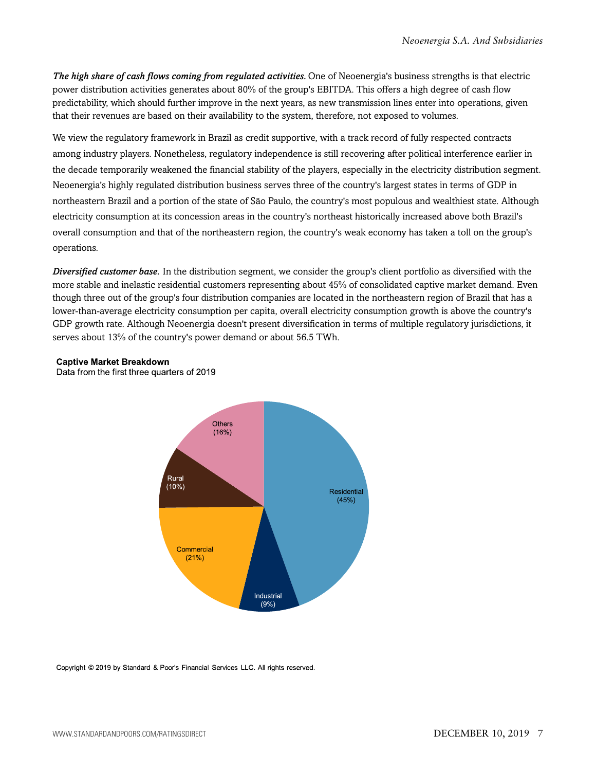***The high share of cash flows coming from regulated activities.*** One of Neoenergia's business strengths is that electric power distribution activities generates about 80% of the group's EBITDA. This offers a high degree of cash flow predictability, which should further improve in the next years, as new transmission lines enter into operations, given that their revenues are based on their availability to the system, therefore, not exposed to volumes.

We view the regulatory framework in Brazil as credit supportive, with a track record of fully respected contracts among industry players. Nonetheless, regulatory independence is still recovering after political interference earlier in the decade temporarily weakened the financial stability of the players, especially in the electricity distribution segment. Neoenergia's highly regulated distribution business serves three of the country's largest states in terms of GDP in northeastern Brazil and a portion of the state of São Paulo, the country's most populous and wealthiest state. Although electricity consumption at its concession areas in the country's northeast historically increased above both Brazil's overall consumption and that of the northeastern region, the country's weak economy has taken a toll on the group's operations.

***Diversified customer base.*** In the distribution segment, we consider the group's client portfolio as diversified with the more stable and inelastic residential customers representing about 45% of consolidated captive market demand. Even though three out of the group's four distribution companies are located in the northeastern region of Brazil that has a lower-than-average electricity consumption per capita, overall electricity consumption growth is above the country's GDP growth rate. Although Neoenergia doesn't present diversification in terms of multiple regulatory jurisdictions, it serves about 13% of the country's power demand or about 56.5 TWh.

**Captive Market Breakdown**
Data from the first three quarters of 2019

Others (16%)
Rural (10%)
Residential (45%)
Commercial (21%)
Industrial (9%)

Copyright © 2019 by Standard & Poor's Financial Services LLC. All rights reserved.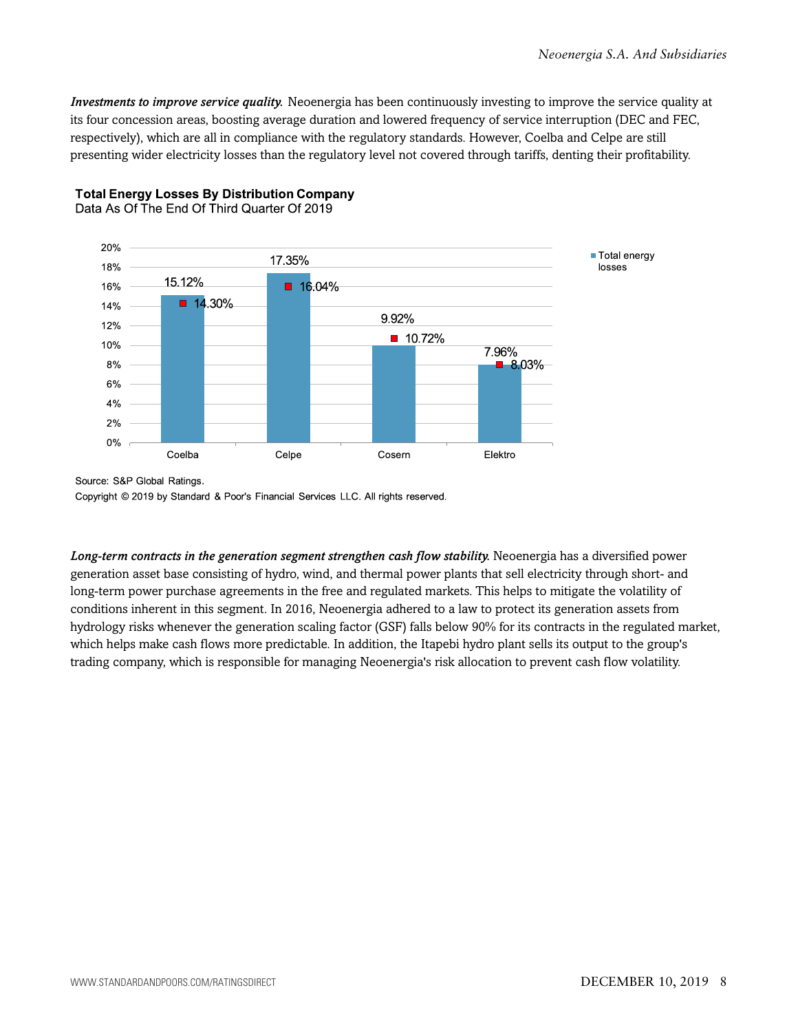***Investments to improve service quality.*** Neoenergia has been continuously investing to improve the service quality at its four concession areas, boosting average duration and lowered frequency of service interruption (DEC and FEC, respectively), which are all in compliance with the regulatory standards. However, Coelba and Celpe are still presenting wider electricity losses than the regulatory level not covered through tariffs, denting their profitability.

**Total Energy Losses By Distribution Company**
Data As Of The End Of Third Quarter Of 2019

Total energy losses

20%
18%
16%
14%
12%
10%
8%
6%
4%
2%
0%

Coelba
15.12%
14.30%

Celpe
17.35%
16.04%

Cosern
9.92%
10.72%

Elektro
7.96%
8.03%

Source: S&P Global Ratings.
Copyright © 2019 by Standard & Poor's Financial Services LLC. All rights reserved.

***Long-term contracts in the generation segment strengthen cash flow stability.*** Neoenergia has a diversified power generation asset base consisting of hydro, wind, and thermal power plants that sell electricity through short- and long-term power purchase agreements in the free and regulated markets. This helps to mitigate the volatility of conditions inherent in this segment. In 2016, Neoenergia adhered to a law to protect its generation assets from hydrology risks whenever the generation scaling factor (GSF) falls below 90% for its contracts in the regulated market, which helps make cash flows more predictable. In addition, the Itapebi hydro plant sells its output to the group's trading company, which is responsible for managing Neoenergia's risk allocation to prevent cash flow volatility.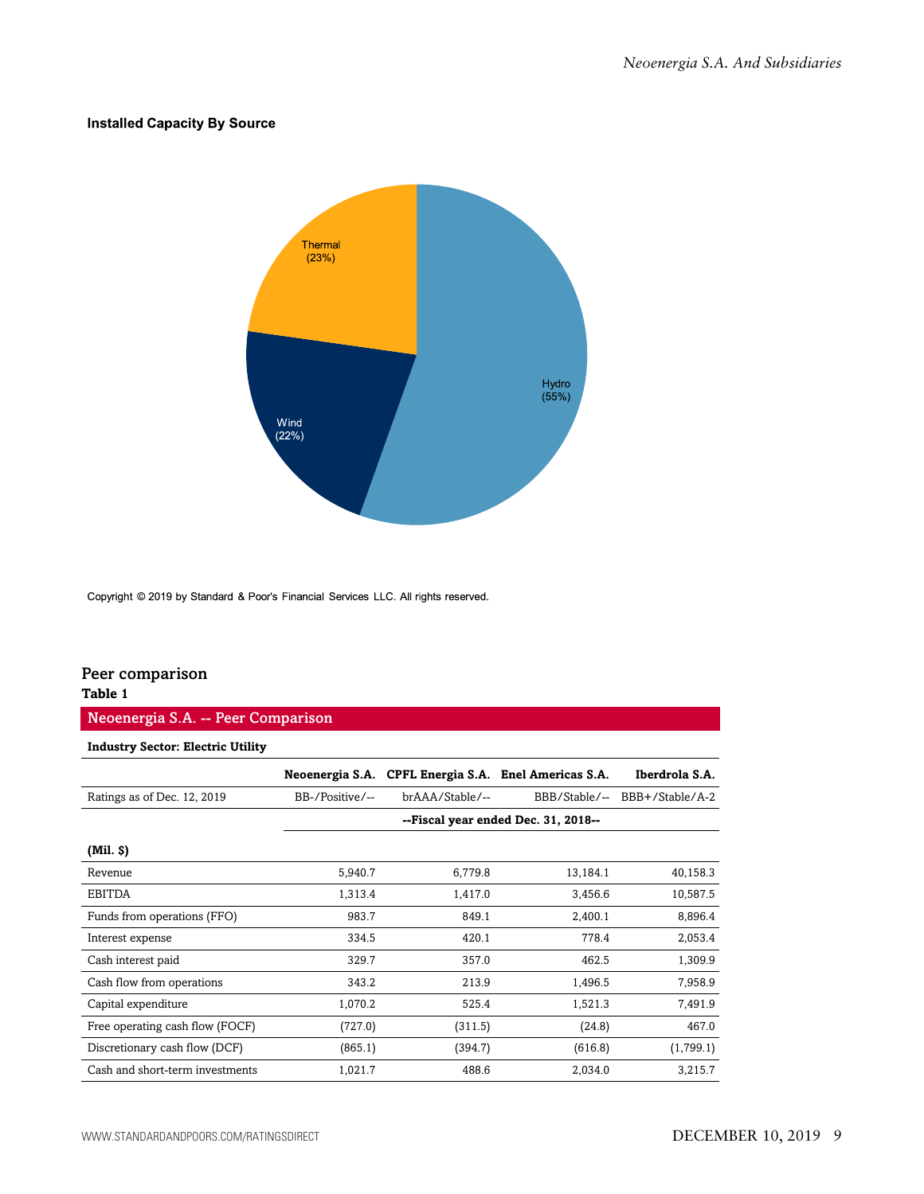**Installed Capacity By Source**

Thermal (23%)

Hydro (55%)

Wind (22%)

Copyright © 2019 by Standard & Poor's Financial Services LLC. All rights reserved.

## Peer comparison

**Table 1**

**Neoenergia S.A. -- Peer Comparison**

**Industry Sector: Electric Utility**

| | Neoenergia S.A. | CPFL Energia S.A. | Enel Americas S.A. | Iberdrola S.A. |
|---|---|---|---|---|
| Ratings as of Dec. 12, 2019 | BB-/Positive/-- | brAAA/Stable/-- | BBB/Stable/-- | BBB+/Stable/A-2 |
| | --Fiscal year ended Dec. 31, 2018-- | | | |
| **(Mil. $)** | | | | |
| Revenue | 5,940.7 | 6,779.8 | 13,184.1 | 40,158.3 |
| EBITDA | 1,313.4 | 1,417.0 | 3,456.6 | 10,587.5 |
| Funds from operations (FFO) | 983.7 | 849.1 | 2,400.1 | 8,896.4 |
| Interest expense | 334.5 | 420.1 | 778.4 | 2,053.4 |
| Cash interest paid | 329.7 | 357.0 | 462.5 | 1,309.9 |
| Cash flow from operations | 343.2 | 213.9 | 1,496.5 | 7,958.9 |
| Capital expenditure | 1,070.2 | 525.4 | 1,521.3 | 7,491.9 |
| Free operating cash flow (FOCF) | (727.0) | (311.5) | (24.8) | 467.0 |
| Discretionary cash flow (DCF) | (865.1) | (394.7) | (616.8) | (1,799.1) |
| Cash and short-term investments | 1,021.7 | 488.6 | 2,034.0 | 3,215.7 |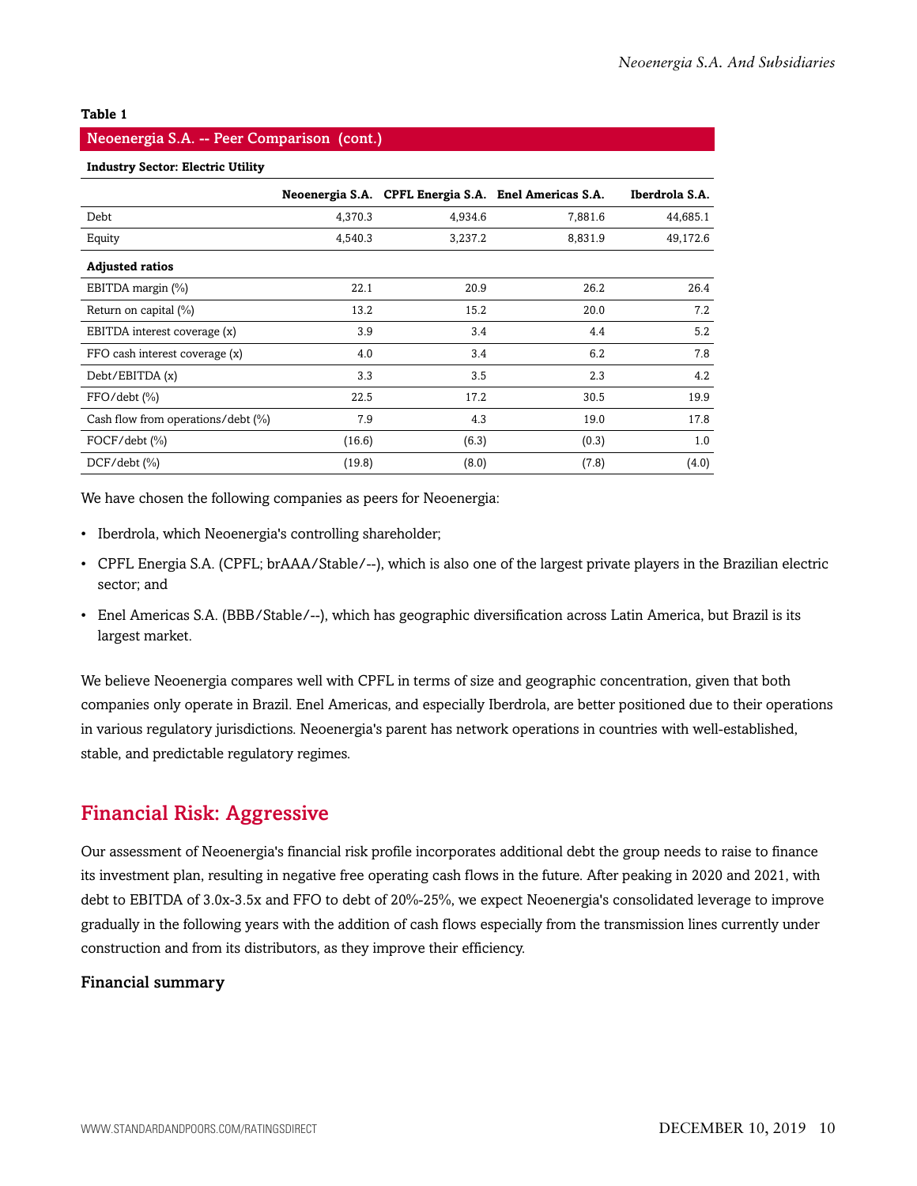**Table 1**

Neoenergia S.A. -- Peer Comparison (cont.)

**Industry Sector: Electric Utility**

| | Neoenergia S.A. | CPFL Energia S.A. | Enel Americas S.A. | Iberdrola S.A. |
|---|---|---|---|---|
| Debt | 4,370.3 | 4,934.6 | 7,881.6 | 44,685.1 |
| Equity | 4,540.3 | 3,237.2 | 8,831.9 | 49,172.6 |
| **Adjusted ratios** | | | | |
| EBITDA margin (%) | 22.1 | 20.9 | 26.2 | 26.4 |
| Return on capital (%) | 13.2 | 15.2 | 20.0 | 7.2 |
| EBITDA interest coverage (x) | 3.9 | 3.4 | 4.4 | 5.2 |
| FFO cash interest coverage (x) | 4.0 | 3.4 | 6.2 | 7.8 |
| Debt/EBITDA (x) | 3.3 | 3.5 | 2.3 | 4.2 |
| FFO/debt (%) | 22.5 | 17.2 | 30.5 | 19.9 |
| Cash flow from operations/debt (%) | 7.9 | 4.3 | 19.0 | 17.8 |
| FOCF/debt (%) | (16.6) | (6.3) | (0.3) | 1.0 |
| DCF/debt (%) | (19.8) | (8.0) | (7.8) | (4.0) |

We have chosen the following companies as peers for Neoenergia:

- Iberdrola, which Neoenergia's controlling shareholder;
- CPFL Energia S.A. (CPFL; brAAA/Stable/--), which is also one of the largest private players in the Brazilian electric sector; and
- Enel Americas S.A. (BBB/Stable/--), which has geographic diversification across Latin America, but Brazil is its largest market.

We believe Neoenergia compares well with CPFL in terms of size and geographic concentration, given that both companies only operate in Brazil. Enel Americas, and especially Iberdrola, are better positioned due to their operations in various regulatory jurisdictions. Neoenergia's parent has network operations in countries with well-established, stable, and predictable regulatory regimes.

## Financial Risk: Aggressive

Our assessment of Neoenergia's financial risk profile incorporates additional debt the group needs to raise to finance its investment plan, resulting in negative free operating cash flows in the future. After peaking in 2020 and 2021, with debt to EBITDA of 3.0x-3.5x and FFO to debt of 20%-25%, we expect Neoenergia's consolidated leverage to improve gradually in the following years with the addition of cash flows especially from the transmission lines currently under construction and from its distributors, as they improve their efficiency.

### Financial summary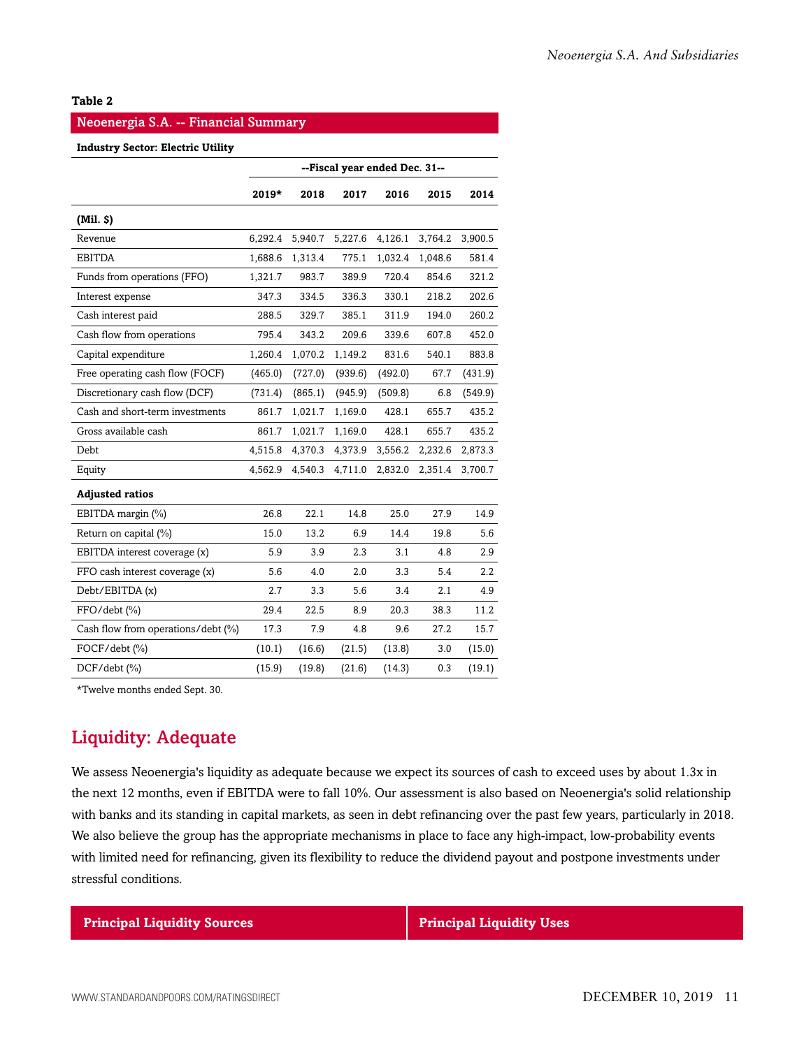**Table 2**

**Neoenergia S.A. -- Financial Summary**

**Industry Sector: Electric Utility**

| | --Fiscal year ended Dec. 31-- | | | | | |
|---|---|---|---|---|---|---|
| | **2019*** | **2018** | **2017** | **2016** | **2015** | **2014** |
| **(Mil. $)** | | | | | | |
| Revenue | 6,292.4 | 5,940.7 | 5,227.6 | 4,126.1 | 3,764.2 | 3,900.5 |
| EBITDA | 1,688.6 | 1,313.4 | 775.1 | 1,032.4 | 1,048.6 | 581.4 |
| Funds from operations (FFO) | 1,321.7 | 983.7 | 389.9 | 720.4 | 854.6 | 321.2 |
| Interest expense | 347.3 | 334.5 | 336.3 | 330.1 | 218.2 | 202.6 |
| Cash interest paid | 288.5 | 329.7 | 385.1 | 311.9 | 194.0 | 260.2 |
| Cash flow from operations | 795.4 | 343.2 | 209.6 | 339.6 | 607.8 | 452.0 |
| Capital expenditure | 1,260.4 | 1,070.2 | 1,149.2 | 831.6 | 540.1 | 883.8 |
| Free operating cash flow (FOCF) | (465.0) | (727.0) | (939.6) | (492.0) | 67.7 | (431.9) |
| Discretionary cash flow (DCF) | (731.4) | (865.1) | (945.9) | (509.8) | 6.8 | (549.9) |
| Cash and short-term investments | 861.7 | 1,021.7 | 1,169.0 | 428.1 | 655.7 | 435.2 |
| Gross available cash | 861.7 | 1,021.7 | 1,169.0 | 428.1 | 655.7 | 435.2 |
| Debt | 4,515.8 | 4,370.3 | 4,373.9 | 3,556.2 | 2,232.6 | 2,873.3 |
| Equity | 4,562.9 | 4,540.3 | 4,711.0 | 2,832.0 | 2,351.4 | 3,700.7 |
| **Adjusted ratios** | | | | | | |
| EBITDA margin (%) | 26.8 | 22.1 | 14.8 | 25.0 | 27.9 | 14.9 |
| Return on capital (%) | 15.0 | 13.2 | 6.9 | 14.4 | 19.8 | 5.6 |
| EBITDA interest coverage (x) | 5.9 | 3.9 | 2.3 | 3.1 | 4.8 | 2.9 |
| FFO cash interest coverage (x) | 5.6 | 4.0 | 2.0 | 3.3 | 5.4 | 2.2 |
| Debt/EBITDA (x) | 2.7 | 3.3 | 5.6 | 3.4 | 2.1 | 4.9 |
| FFO/debt (%) | 29.4 | 22.5 | 8.9 | 20.3 | 38.3 | 11.2 |
| Cash flow from operations/debt (%) | 17.3 | 7.9 | 4.8 | 9.6 | 27.2 | 15.7 |
| FOCF/debt (%) | (10.1) | (16.6) | (21.5) | (13.8) | 3.0 | (15.0) |
| DCF/debt (%) | (15.9) | (19.8) | (21.6) | (14.3) | 0.3 | (19.1) |

*Twelve months ended Sept. 30.

## Liquidity: Adequate

We assess Neoenergia's liquidity as adequate because we expect its sources of cash to exceed uses by about 1.3x in the next 12 months, even if EBITDA were to fall 10%. Our assessment is also based on Neoenergia's solid relationship with banks and its standing in capital markets, as seen in debt refinancing over the past few years, particularly in 2018. We also believe the group has the appropriate mechanisms in place to face any high-impact, low-probability events with limited need for refinancing, given its flexibility to reduce the dividend payout and postpone investments under stressful conditions.

| Principal Liquidity Sources | Principal Liquidity Uses |
|---|---|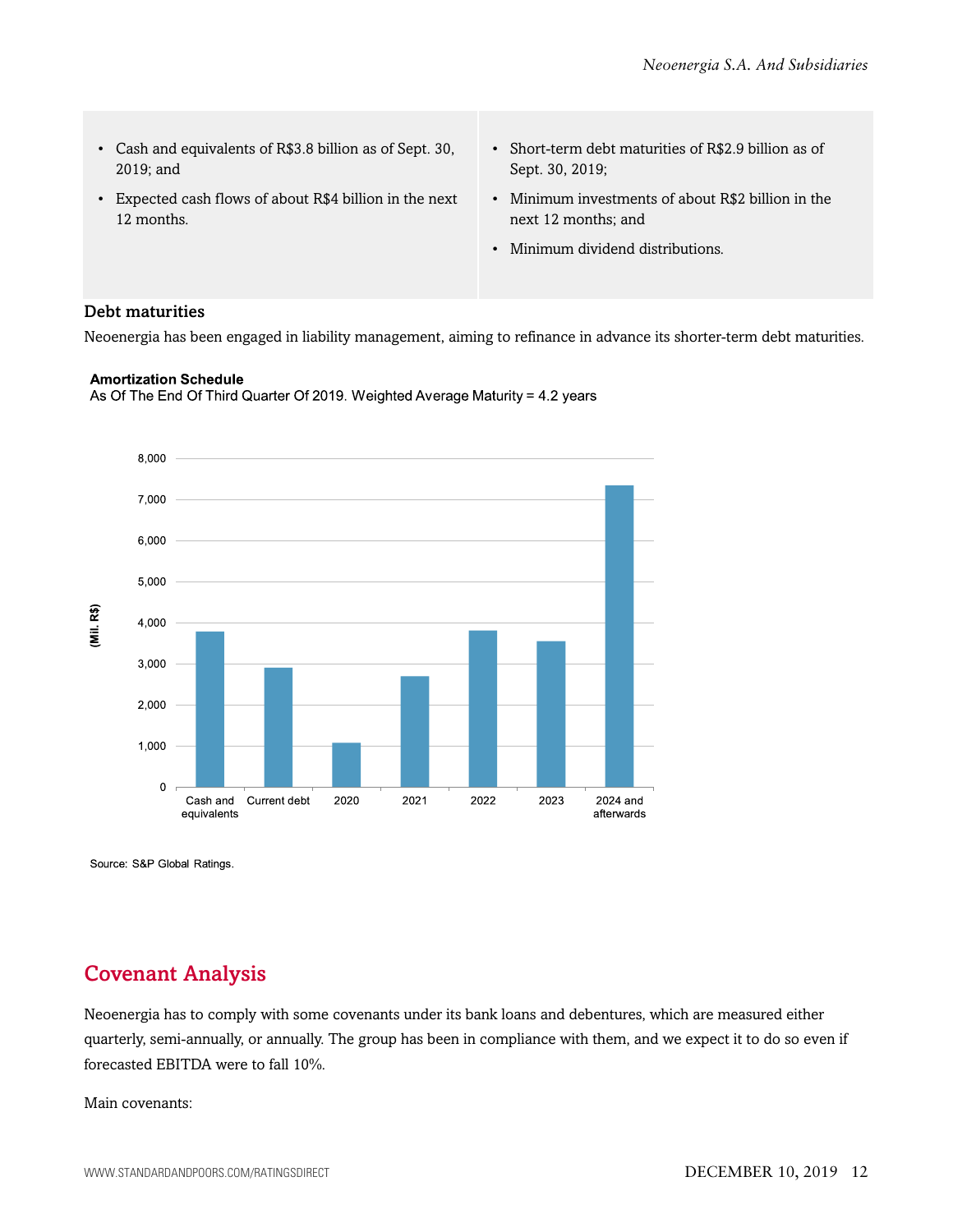- Cash and equivalents of R$3.8 billion as of Sept. 30, 2019; and
- Expected cash flows of about R$4 billion in the next 12 months.

- Short-term debt maturities of R$2.9 billion as of Sept. 30, 2019;
- Minimum investments of about R$2 billion in the next 12 months; and
- Minimum dividend distributions.

### Debt maturities

Neoenergia has been engaged in liability management, aiming to refinance in advance its shorter-term debt maturities.

**Amortization Schedule**

As Of The End Of Third Quarter Of 2019. Weighted Average Maturity = 4.2 years

(Mil. R$)

8,000
7,000
6,000
5,000
4,000
3,000
2,000
1,000
0

Cash and equivalents
Current debt
2020
2021
2022
2023
2024 and afterwards

Source: S&P Global Ratings.

## Covenant Analysis

Neoenergia has to comply with some covenants under its bank loans and debentures, which are measured either quarterly, semi-annually, or annually. The group has been in compliance with them, and we expect it to do so even if forecasted EBITDA were to fall 10%.

Main covenants: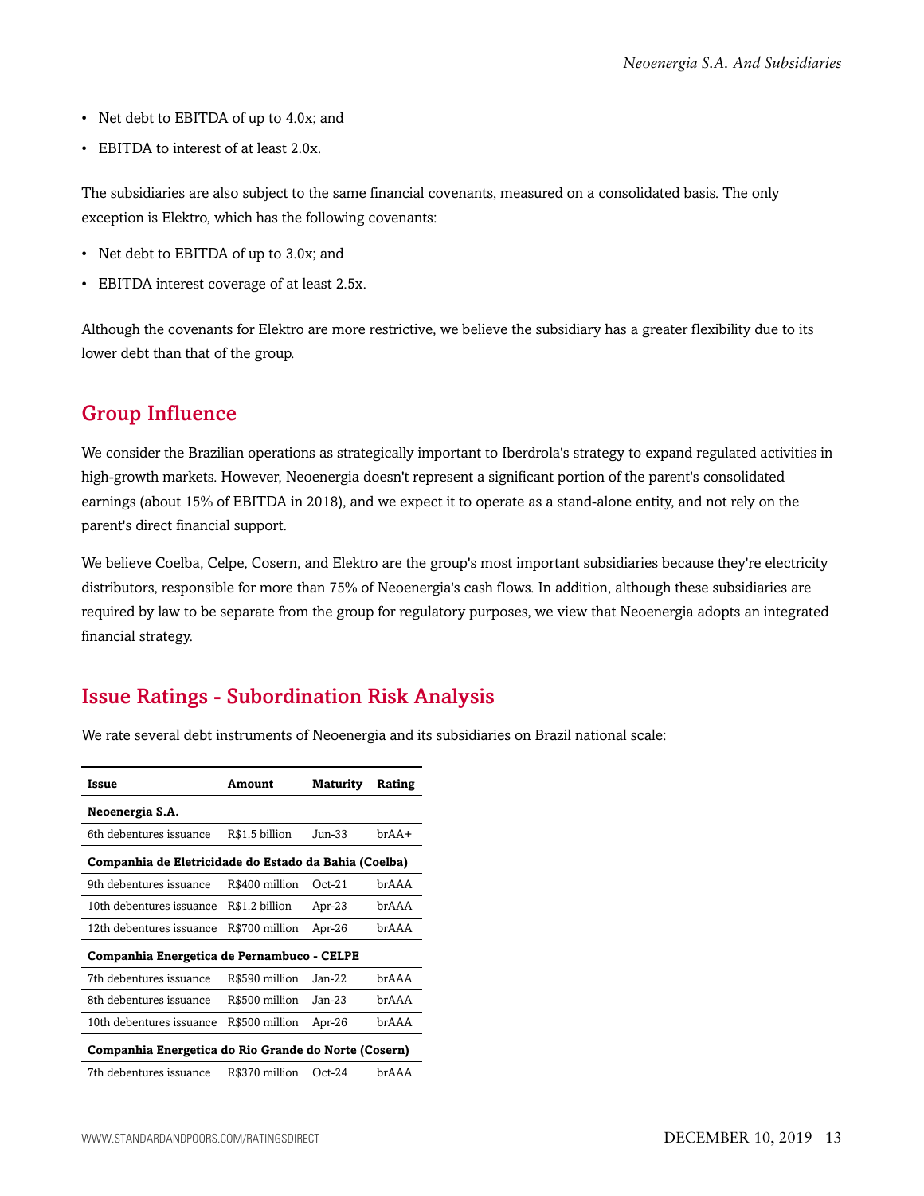- Net debt to EBITDA of up to 4.0x; and
- EBITDA to interest of at least 2.0x.

The subsidiaries are also subject to the same financial covenants, measured on a consolidated basis. The only exception is Elektro, which has the following covenants:

- Net debt to EBITDA of up to 3.0x; and
- EBITDA interest coverage of at least 2.5x.

Although the covenants for Elektro are more restrictive, we believe the subsidiary has a greater flexibility due to its lower debt than that of the group.

## Group Influence

We consider the Brazilian operations as strategically important to Iberdrola's strategy to expand regulated activities in high-growth markets. However, Neoenergia doesn't represent a significant portion of the parent's consolidated earnings (about 15% of EBITDA in 2018), and we expect it to operate as a stand-alone entity, and not rely on the parent's direct financial support.

We believe Coelba, Celpe, Cosern, and Elektro are the group's most important subsidiaries because they're electricity distributors, responsible for more than 75% of Neoenergia's cash flows. In addition, although these subsidiaries are required by law to be separate from the group for regulatory purposes, we view that Neoenergia adopts an integrated financial strategy.

## Issue Ratings - Subordination Risk Analysis

We rate several debt instruments of Neoenergia and its subsidiaries on Brazil national scale:

| Issue | Amount | Maturity | Rating |
|---|---|---|---|
| **Neoenergia S.A.** | | | |
| 6th debentures issuance | R$1.5 billion | Jun-33 | brAA+ |
| **Companhia de Eletricidade do Estado da Bahia (Coelba)** | | | |
| 9th debentures issuance | R$400 million | Oct-21 | brAAA |
| 10th debentures issuance | R$1.2 billion | Apr-23 | brAAA |
| 12th debentures issuance | R$700 million | Apr-26 | brAAA |
| **Companhia Energetica de Pernambuco - CELPE** | | | |
| 7th debentures issuance | R$590 million | Jan-22 | brAAA |
| 8th debentures issuance | R$500 million | Jan-23 | brAAA |
| 10th debentures issuance | R$500 million | Apr-26 | brAAA |
| **Companhia Energetica do Rio Grande do Norte (Cosern)** | | | |
| 7th debentures issuance | R$370 million | Oct-24 | brAAA |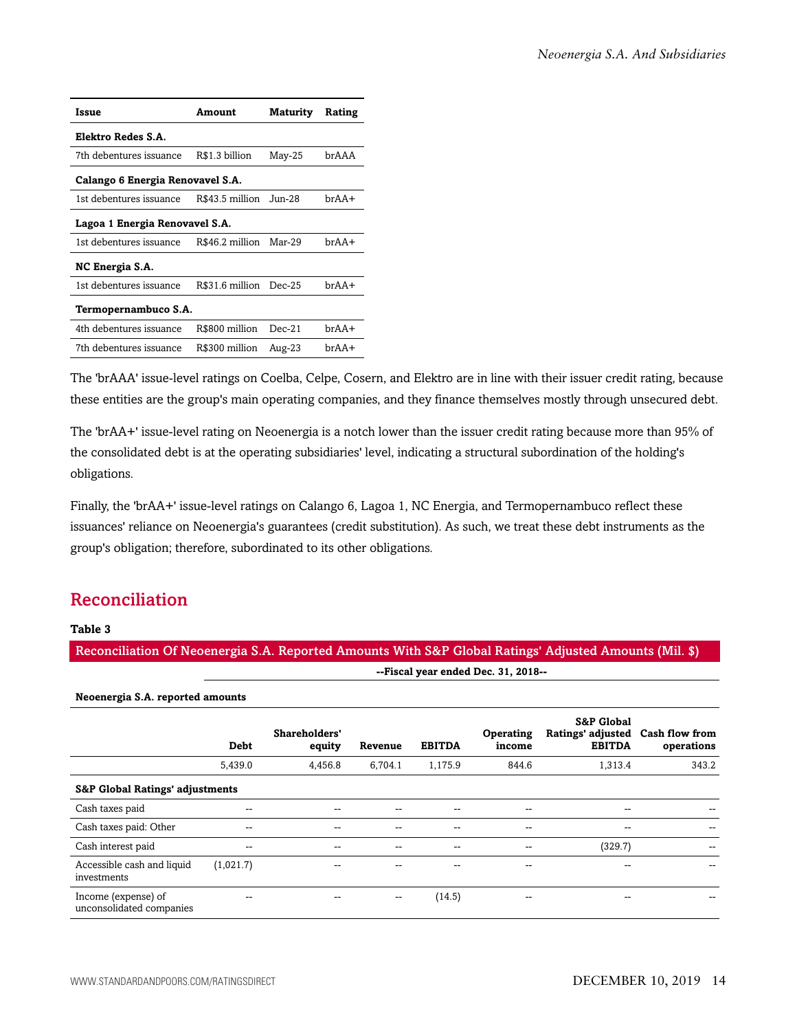| Issue | Amount | Maturity | Rating |
|---|---|---|---|
| **Elektro Redes S.A.** | | | |
| 7th debentures issuance | R$1.3 billion | May-25 | brAAA |
| **Calango 6 Energia Renovavel S.A.** | | | |
| 1st debentures issuance | R$43.5 million | Jun-28 | brAA+ |
| **Lagoa 1 Energia Renovavel S.A.** | | | |
| 1st debentures issuance | R$46.2 million | Mar-29 | brAA+ |
| **NC Energia S.A.** | | | |
| 1st debentures issuance | R$31.6 million | Dec-25 | brAA+ |
| **Termopernambuco S.A.** | | | |
| 4th debentures issuance | R$800 million | Dec-21 | brAA+ |
| 7th debentures issuance | R$300 million | Aug-23 | brAA+ |

The 'brAAA' issue-level ratings on Coelba, Celpe, Cosern, and Elektro are in line with their issuer credit rating, because these entities are the group's main operating companies, and they finance themselves mostly through unsecured debt.

The 'brAA+' issue-level rating on Neoenergia is a notch lower than the issuer credit rating because more than 95% of the consolidated debt is at the operating subsidiaries' level, indicating a structural subordination of the holding's obligations.

Finally, the 'brAA+' issue-level ratings on Calango 6, Lagoa 1, NC Energia, and Termopernambuco reflect these issuances' reliance on Neoenergia's guarantees (credit substitution). As such, we treat these debt instruments as the group's obligation; therefore, subordinated to its other obligations.

## Reconciliation

**Table 3**

**Reconciliation Of Neoenergia S.A. Reported Amounts With S&P Global Ratings' Adjusted Amounts (Mil. $)**

| | --Fiscal year ended Dec. 31, 2018-- | | | | | | |
|---|---|---|---|---|---|---|---|
| **Neoenergia S.A. reported amounts** | | | | | | | |
| | **Debt** | **Shareholders' equity** | **Revenue** | **EBITDA** | **Operating income** | **S&P Global Ratings' adjusted EBITDA** | **Cash flow from operations** |
| | 5,439.0 | 4,456.8 | 6,704.1 | 1,175.9 | 844.6 | 1,313.4 | 343.2 |
| **S&P Global Ratings' adjustments** | | | | | | | |
| Cash taxes paid | -- | -- | -- | -- | -- | -- | -- |
| Cash taxes paid: Other | -- | -- | -- | -- | -- | -- | -- |
| Cash interest paid | -- | -- | -- | -- | -- | (329.7) | -- |
| Accessible cash and liquid investments | (1,021.7) | -- | -- | -- | -- | -- | -- |
| Income (expense) of unconsolidated companies | -- | -- | -- | (14.5) | -- | -- | -- |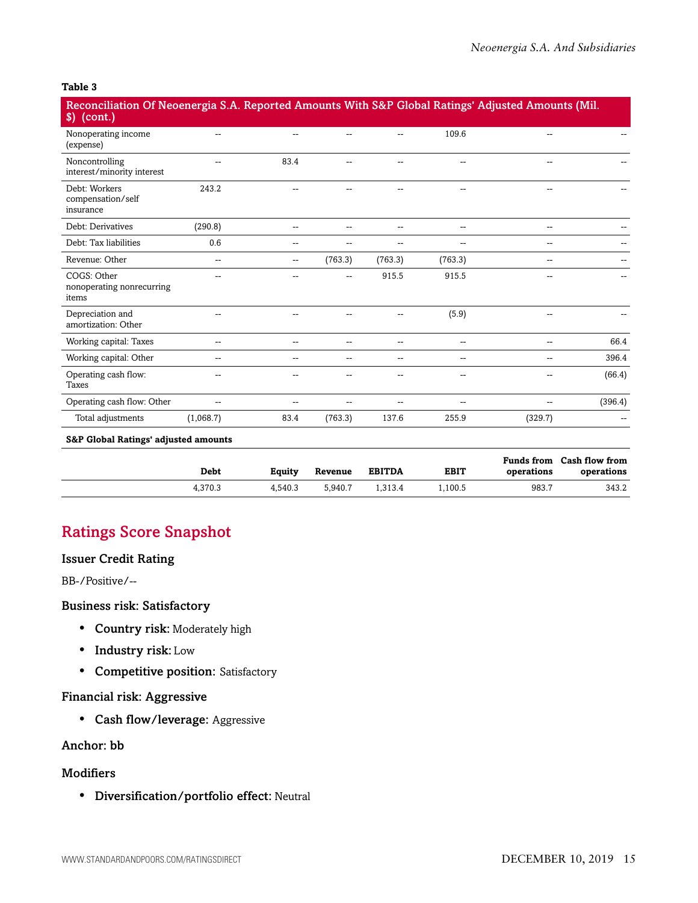**Table 3**

| Reconciliation Of Neoenergia S.A. Reported Amounts With S&P Global Ratings' Adjusted Amounts (Mil. $) (cont.) | | | | | | | |
|---|---|---|---|---|---|---|---|
| Nonoperating income (expense) | -- | -- | -- | -- | 109.6 | -- | -- |
| Noncontrolling interest/minority interest | -- | 83.4 | -- | -- | -- | -- | -- |
| Debt: Workers compensation/self insurance | 243.2 | -- | -- | -- | -- | -- | -- |
| Debt: Derivatives | (290.8) | -- | -- | -- | -- | -- | -- |
| Debt: Tax liabilities | 0.6 | -- | -- | -- | -- | -- | -- |
| Revenue: Other | -- | -- | (763.3) | (763.3) | (763.3) | -- | -- |
| COGS: Other nonoperating nonrecurring items | -- | -- | -- | 915.5 | 915.5 | -- | -- |
| Depreciation and amortization: Other | -- | -- | -- | -- | (5.9) | -- | -- |
| Working capital: Taxes | -- | -- | -- | -- | -- | -- | 66.4 |
| Working capital: Other | -- | -- | -- | -- | -- | -- | 396.4 |
| Operating cash flow: Taxes | -- | -- | -- | -- | -- | -- | (66.4) |
| Operating cash flow: Other | -- | -- | -- | -- | -- | -- | (396.4) |
| Total adjustments | (1,068.7) | 83.4 | (763.3) | 137.6 | 255.9 | (329.7) | -- |
| **S&P Global Ratings' adjusted amounts** | | | | | | | |
| | **Debt** | **Equity** | **Revenue** | **EBITDA** | **EBIT** | **Funds from operations** | **Cash flow from operations** |
| | 4,370.3 | 4,540.3 | 5,940.7 | 1,313.4 | 1,100.5 | 983.7 | 343.2 |

## Ratings Score Snapshot

### Issuer Credit Rating

BB-/Positive/--

### Business risk: Satisfactory

- **Country risk:** Moderately high
- **Industry risk:** Low
- **Competitive position:** Satisfactory

### Financial risk: Aggressive

- **Cash flow/leverage:** Aggressive

### Anchor: bb

### Modifiers

- **Diversification/portfolio effect:** Neutral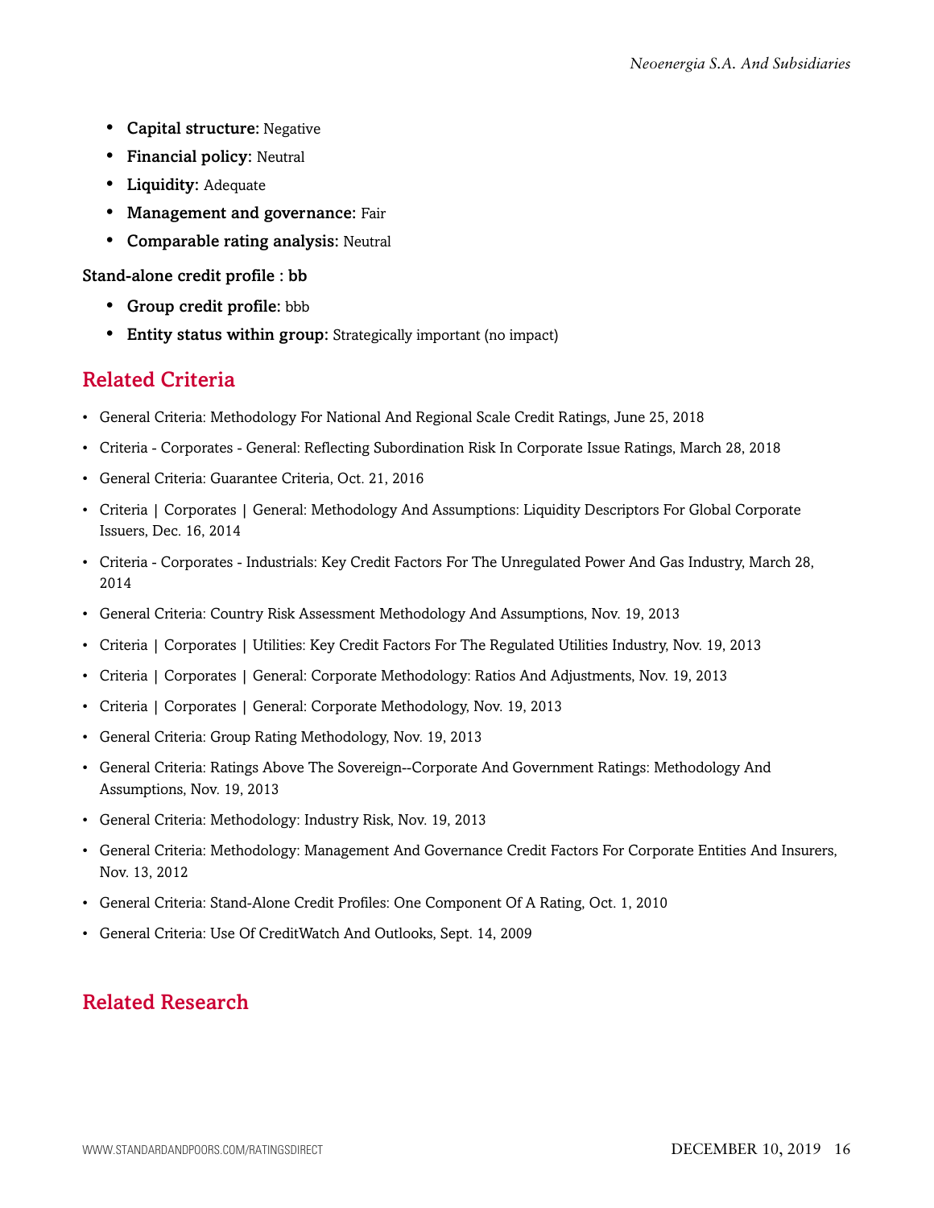- **Capital structure:** Negative
- **Financial policy:** Neutral
- **Liquidity:** Adequate
- **Management and governance:** Fair
- **Comparable rating analysis:** Neutral

**Stand-alone credit profile : bb**

- **Group credit profile:** bbb
- **Entity status within group:** Strategically important (no impact)

## Related Criteria

- General Criteria: Methodology For National And Regional Scale Credit Ratings, June 25, 2018
- Criteria - Corporates - General: Reflecting Subordination Risk In Corporate Issue Ratings, March 28, 2018
- General Criteria: Guarantee Criteria, Oct. 21, 2016
- Criteria | Corporates | General: Methodology And Assumptions: Liquidity Descriptors For Global Corporate Issuers, Dec. 16, 2014
- Criteria - Corporates - Industrials: Key Credit Factors For The Unregulated Power And Gas Industry, March 28, 2014
- General Criteria: Country Risk Assessment Methodology And Assumptions, Nov. 19, 2013
- Criteria | Corporates | Utilities: Key Credit Factors For The Regulated Utilities Industry, Nov. 19, 2013
- Criteria | Corporates | General: Corporate Methodology: Ratios And Adjustments, Nov. 19, 2013
- Criteria | Corporates | General: Corporate Methodology, Nov. 19, 2013
- General Criteria: Group Rating Methodology, Nov. 19, 2013
- General Criteria: Ratings Above The Sovereign--Corporate And Government Ratings: Methodology And Assumptions, Nov. 19, 2013
- General Criteria: Methodology: Industry Risk, Nov. 19, 2013
- General Criteria: Methodology: Management And Governance Credit Factors For Corporate Entities And Insurers, Nov. 13, 2012
- General Criteria: Stand-Alone Credit Profiles: One Component Of A Rating, Oct. 1, 2010
- General Criteria: Use Of CreditWatch And Outlooks, Sept. 14, 2009

## Related Research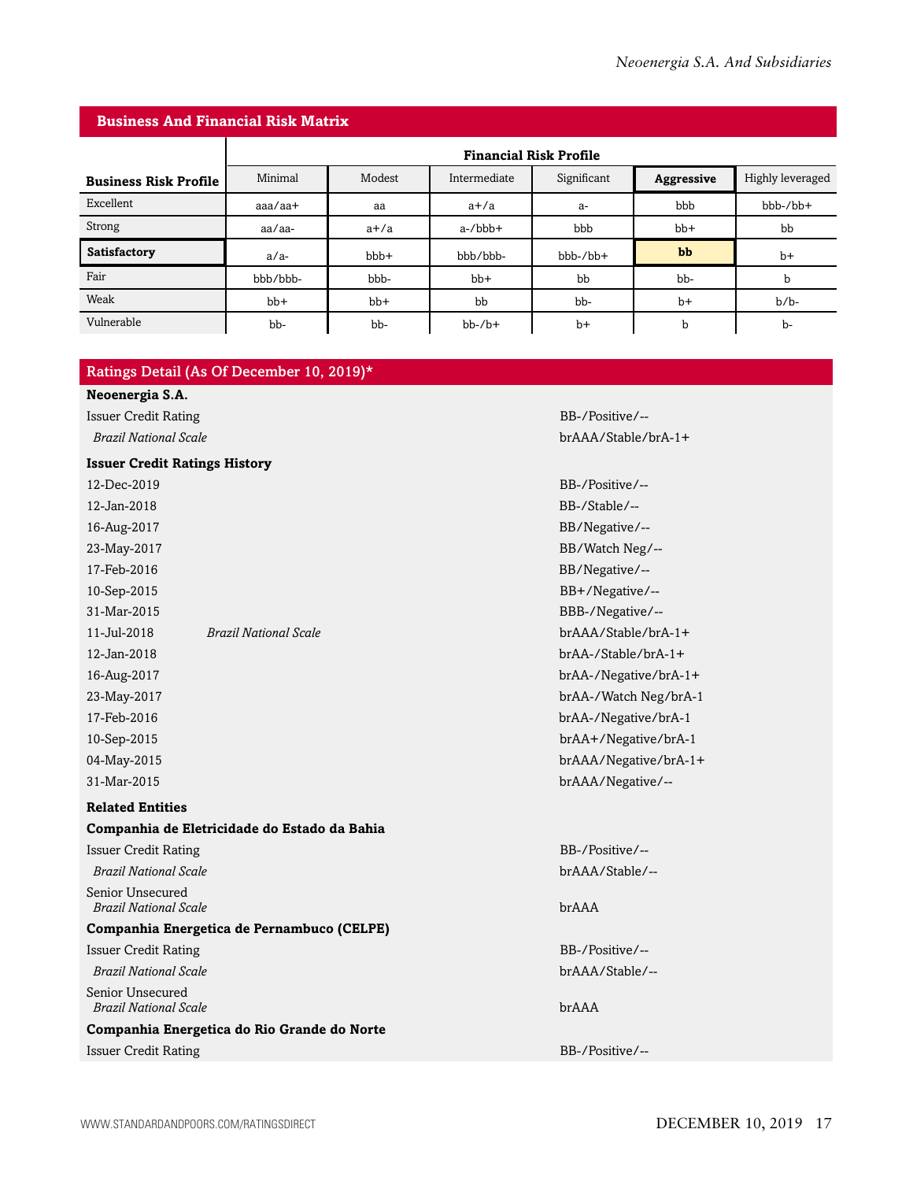## Business And Financial Risk Matrix

| Business Risk Profile | Financial Risk Profile | | | | | |
|---|---|---|---|---|---|---|
| | Minimal | Modest | Intermediate | Significant | **Aggressive** | Highly leveraged |
| Excellent | aaa/aa+ | aa | a+/a | a- | bbb | bbb-/bb+ |
| Strong | aa/aa- | a+/a | a-/bbb+ | bbb | bb+ | bb |
| **Satisfactory** | a/a- | bbb+ | bbb/bbb- | bbb-/bb+ | **bb** | b+ |
| Fair | bbb/bbb- | bbb- | bb+ | bb | bb- | b |
| Weak | bb+ | bb+ | bb | bb- | b+ | b/b- |
| Vulnerable | bb- | bb- | bb-/b+ | b+ | b | b- |

## Ratings Detail (As Of December 10, 2019)*

| | |
|---|---|
| **Neoenergia S.A.** | |
| Issuer Credit Rating | BB-/Positive/-- |
| *Brazil National Scale* | brAAA/Stable/brA-1+ |
| **Issuer Credit Ratings History** | |
| 12-Dec-2019 | BB-/Positive/-- |
| 12-Jan-2018 | BB-/Stable/-- |
| 16-Aug-2017 | BB/Negative/-- |
| 23-May-2017 | BB/Watch Neg/-- |
| 17-Feb-2016 | BB/Negative/-- |
| 10-Sep-2015 | BB+/Negative/-- |
| 31-Mar-2015 | BBB-/Negative/-- |
| 11-Jul-2018 *Brazil National Scale* | brAAA/Stable/brA-1+ |
| 12-Jan-2018 | brAA-/Stable/brA-1+ |
| 16-Aug-2017 | brAA-/Negative/brA-1+ |
| 23-May-2017 | brAA-/Watch Neg/brA-1 |
| 17-Feb-2016 | brAA-/Negative/brA-1 |
| 10-Sep-2015 | brAA+/Negative/brA-1 |
| 04-May-2015 | brAAA/Negative/brA-1+ |
| 31-Mar-2015 | brAAA/Negative/-- |
| **Related Entities** | |
| **Companhia de Eletricidade do Estado da Bahia** | |
| Issuer Credit Rating | BB-/Positive/-- |
| *Brazil National Scale* | brAAA/Stable/-- |
| Senior Unsecured *Brazil National Scale* | brAAA |
| **Companhia Energetica de Pernambuco (CELPE)** | |
| Issuer Credit Rating | BB-/Positive/-- |
| *Brazil National Scale* | brAAA/Stable/-- |
| Senior Unsecured *Brazil National Scale* | brAAA |
| **Companhia Energetica do Rio Grande do Norte** | |
| Issuer Credit Rating | BB-/Positive/-- |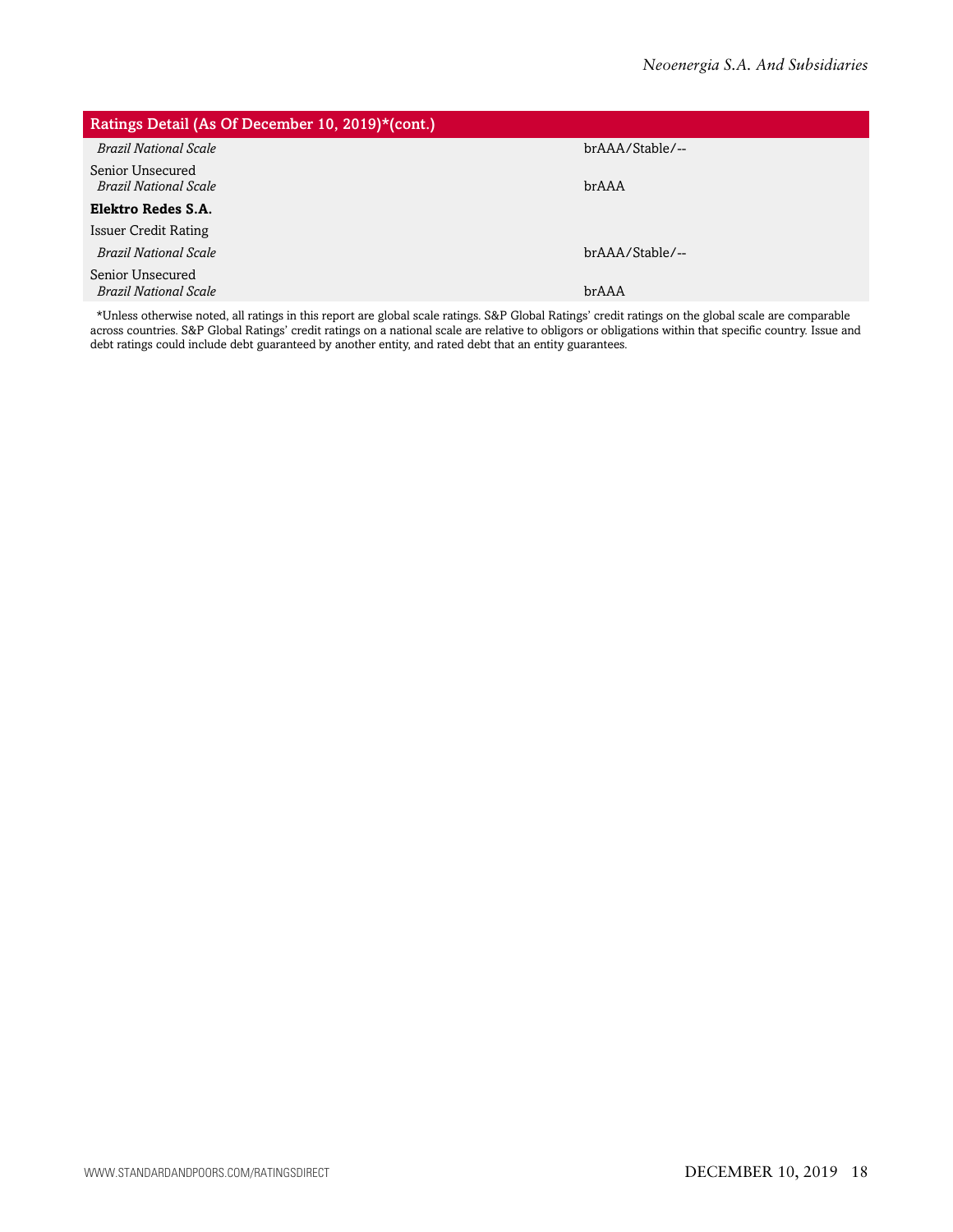| Ratings Detail (As Of December 10, 2019)*(cont.) | |
|---|---|
| *Brazil National Scale* | brAAA/Stable/-- |
| Senior Unsecured | |
| *Brazil National Scale* | brAAA |
| **Elektro Redes S.A.** | |
| Issuer Credit Rating | |
| *Brazil National Scale* | brAAA/Stable/-- |
| Senior Unsecured | |
| *Brazil National Scale* | brAAA |

*Unless otherwise noted, all ratings in this report are global scale ratings. S&P Global Ratings' credit ratings on the global scale are comparable across countries. S&P Global Ratings' credit ratings on a national scale are relative to obligors or obligations within that specific country. Issue and debt ratings could include debt guaranteed by another entity, and rated debt that an entity guarantees.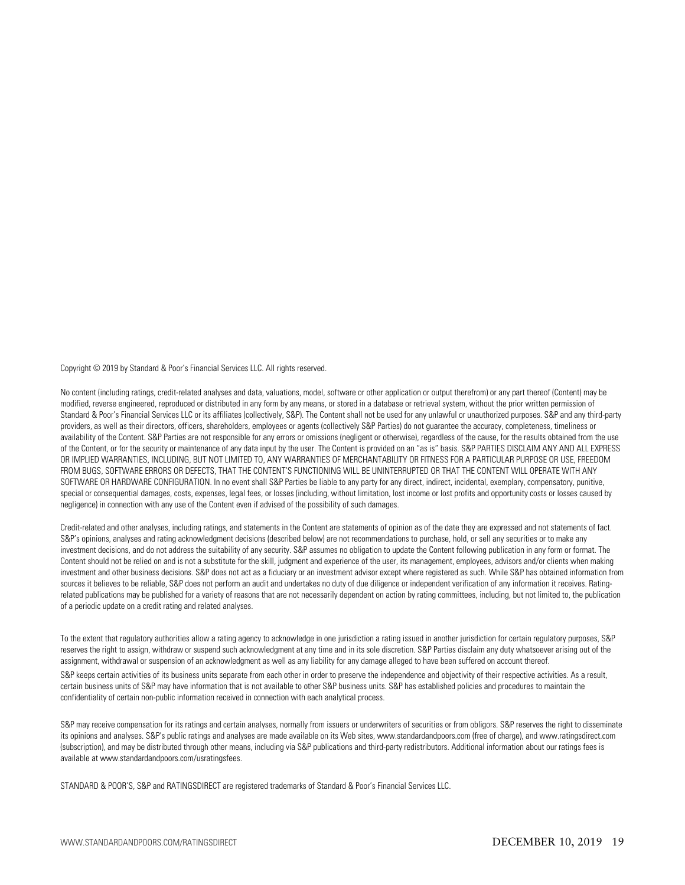Copyright © 2019 by Standard & Poor's Financial Services LLC. All rights reserved.

No content (including ratings, credit-related analyses and data, valuations, model, software or other application or output therefrom) or any part thereof (Content) may be modified, reverse engineered, reproduced or distributed in any form by any means, or stored in a database or retrieval system, without the prior written permission of Standard & Poor's Financial Services LLC or its affiliates (collectively, S&P). The Content shall not be used for any unlawful or unauthorized purposes. S&P and any third-party providers, as well as their directors, officers, shareholders, employees or agents (collectively S&P Parties) do not guarantee the accuracy, completeness, timeliness or availability of the Content. S&P Parties are not responsible for any errors or omissions (negligent or otherwise), regardless of the cause, for the results obtained from the use of the Content, or for the security or maintenance of any data input by the user. The Content is provided on an "as is" basis. S&P PARTIES DISCLAIM ANY AND ALL EXPRESS OR IMPLIED WARRANTIES, INCLUDING, BUT NOT LIMITED TO, ANY WARRANTIES OF MERCHANTABILITY OR FITNESS FOR A PARTICULAR PURPOSE OR USE, FREEDOM FROM BUGS, SOFTWARE ERRORS OR DEFECTS, THAT THE CONTENT'S FUNCTIONING WILL BE UNINTERRUPTED OR THAT THE CONTENT WILL OPERATE WITH ANY SOFTWARE OR HARDWARE CONFIGURATION. In no event shall S&P Parties be liable to any party for any direct, indirect, incidental, exemplary, compensatory, punitive, special or consequential damages, costs, expenses, legal fees, or losses (including, without limitation, lost income or lost profits and opportunity costs or losses caused by negligence) in connection with any use of the Content even if advised of the possibility of such damages.

Credit-related and other analyses, including ratings, and statements in the Content are statements of opinion as of the date they are expressed and not statements of fact. S&P's opinions, analyses and rating acknowledgment decisions (described below) are not recommendations to purchase, hold, or sell any securities or to make any investment decisions, and do not address the suitability of any security. S&P assumes no obligation to update the Content following publication in any form or format. The Content should not be relied on and is not a substitute for the skill, judgment and experience of the user, its management, employees, advisors and/or clients when making investment and other business decisions. S&P does not act as a fiduciary or an investment advisor except where registered as such. While S&P has obtained information from sources it believes to be reliable, S&P does not perform an audit and undertakes no duty of due diligence or independent verification of any information it receives. Rating-related publications may be published for a variety of reasons that are not necessarily dependent on action by rating committees, including, but not limited to, the publication of a periodic update on a credit rating and related analyses.

To the extent that regulatory authorities allow a rating agency to acknowledge in one jurisdiction a rating issued in another jurisdiction for certain regulatory purposes, S&P reserves the right to assign, withdraw or suspend such acknowledgment at any time and in its sole discretion. S&P Parties disclaim any duty whatsoever arising out of the assignment, withdrawal or suspension of an acknowledgment as well as any liability for any damage alleged to have been suffered on account thereof.

S&P keeps certain activities of its business units separate from each other in order to preserve the independence and objectivity of their respective activities. As a result, certain business units of S&P may have information that is not available to other S&P business units. S&P has established policies and procedures to maintain the confidentiality of certain non-public information received in connection with each analytical process.

S&P may receive compensation for its ratings and certain analyses, normally from issuers or underwriters of securities or from obligors. S&P reserves the right to disseminate its opinions and analyses. S&P's public ratings and analyses are made available on its Web sites, www.standardandpoors.com (free of charge), and www.ratingsdirect.com (subscription), and may be distributed through other means, including via S&P publications and third-party redistributors. Additional information about our ratings fees is available at www.standardandpoors.com/usratingsfees.

STANDARD & POOR'S, S&P and RATINGSDIRECT are registered trademarks of Standard & Poor's Financial Services LLC.